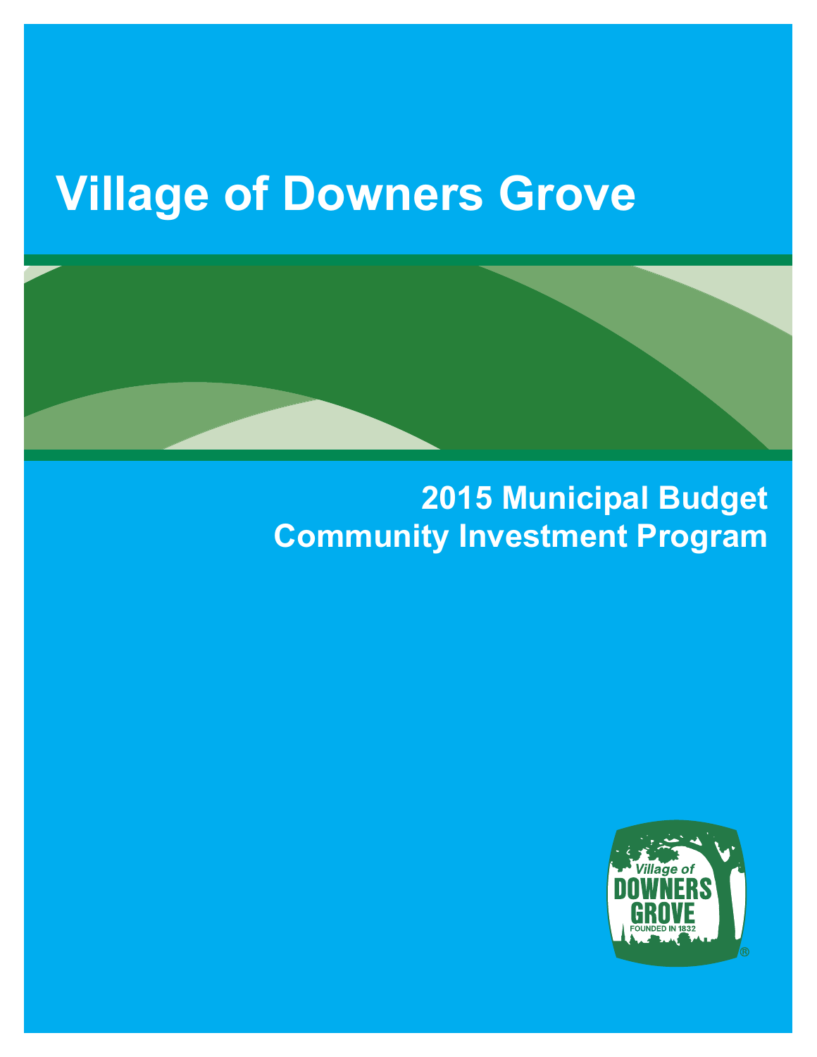# Village of Downers Grove

## 2015 Municipal Budget
## Community Investment Program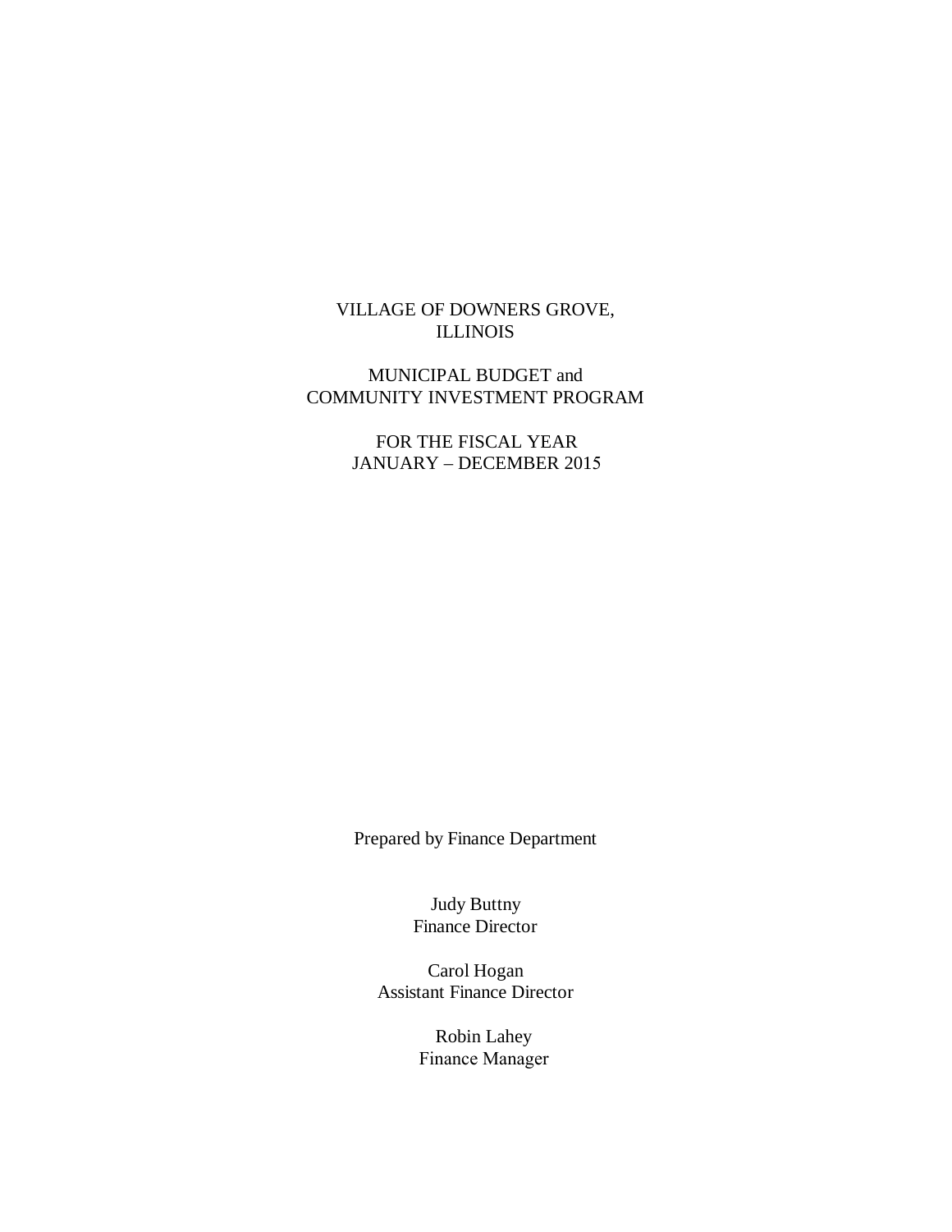# VILLAGE OF DOWNERS GROVE, ILLINOIS

## MUNICIPAL BUDGET and COMMUNITY INVESTMENT PROGRAM

### FOR THE FISCAL YEAR JANUARY – DECEMBER 2015

Prepared by Finance Department

Judy Buttny
Finance Director

Carol Hogan
Assistant Finance Director

Robin Lahey
Finance Manager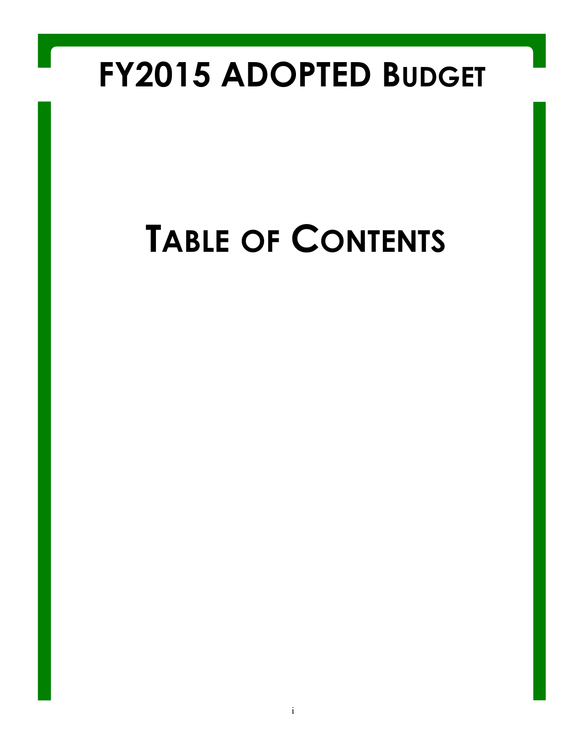# FY2015 ADOPTED BUDGET

# TABLE OF CONTENTS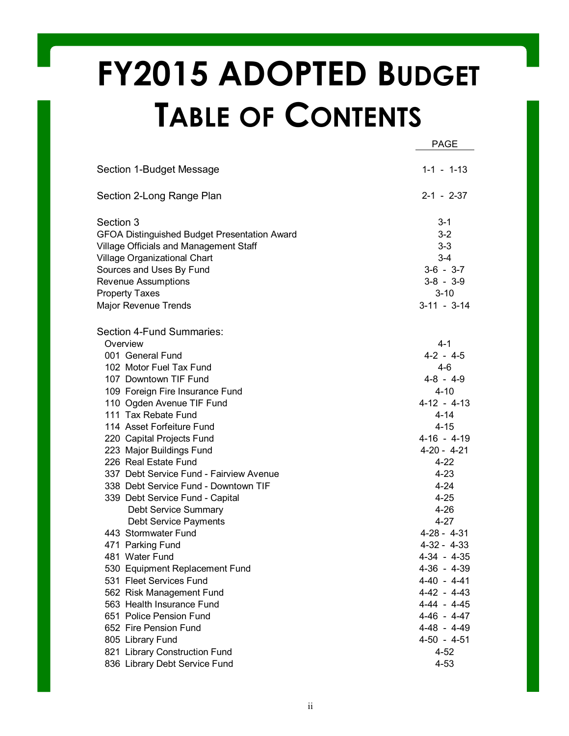# FY2015 ADOPTED BUDGET
# TABLE OF CONTENTS

| | PAGE |
|---|---|
| Section 1-Budget Message | 1-1 - 1-13 |
| Section 2-Long Range Plan | 2-1 - 2-37 |
| Section 3 | 3-1 |
| GFOA Distinguished Budget Presentation Award | 3-2 |
| Village Officials and Management Staff | 3-3 |
| Village Organizational Chart | 3-4 |
| Sources and Uses By Fund | 3-6 - 3-7 |
| Revenue Assumptions | 3-8 - 3-9 |
| Property Taxes | 3-10 |
| Major Revenue Trends | 3-11 - 3-14 |
| Section 4-Fund Summaries: | |
| Overview | 4-1 |
| 001 General Fund | 4-2 - 4-5 |
| 102 Motor Fuel Tax Fund | 4-6 |
| 107 Downtown TIF Fund | 4-8 - 4-9 |
| 109 Foreign Fire Insurance Fund | 4-10 |
| 110 Ogden Avenue TIF Fund | 4-12 - 4-13 |
| 111 Tax Rebate Fund | 4-14 |
| 114 Asset Forfeiture Fund | 4-15 |
| 220 Capital Projects Fund | 4-16 - 4-19 |
| 223 Major Buildings Fund | 4-20 - 4-21 |
| 226 Real Estate Fund | 4-22 |
| 337 Debt Service Fund - Fairview Avenue | 4-23 |
| 338 Debt Service Fund - Downtown TIF | 4-24 |
| 339 Debt Service Fund - Capital | 4-25 |
| Debt Service Summary | 4-26 |
| Debt Service Payments | 4-27 |
| 443 Stormwater Fund | 4-28 - 4-31 |
| 471 Parking Fund | 4-32 - 4-33 |
| 481 Water Fund | 4-34 - 4-35 |
| 530 Equipment Replacement Fund | 4-36 - 4-39 |
| 531 Fleet Services Fund | 4-40 - 4-41 |
| 562 Risk Management Fund | 4-42 - 4-43 |
| 563 Health Insurance Fund | 4-44 - 4-45 |
| 651 Police Pension Fund | 4-46 - 4-47 |
| 652 Fire Pension Fund | 4-48 - 4-49 |
| 805 Library Fund | 4-50 - 4-51 |
| 821 Library Construction Fund | 4-52 |
| 836 Library Debt Service Fund | 4-53 |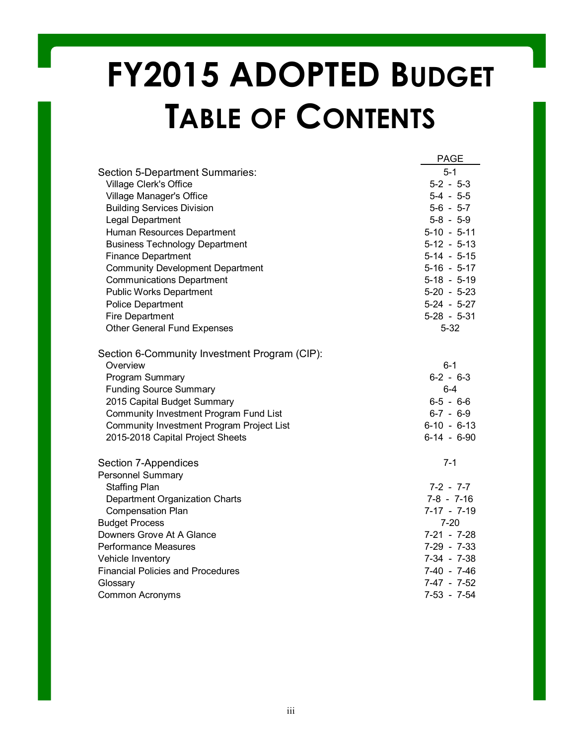# FY2015 ADOPTED BUDGET TABLE OF CONTENTS

| | PAGE |
|---|---|
| Section 5-Department Summaries: | 5-1 |
| Village Clerk's Office | 5-2 - 5-3 |
| Village Manager's Office | 5-4 - 5-5 |
| Building Services Division | 5-6 - 5-7 |
| Legal Department | 5-8 - 5-9 |
| Human Resources Department | 5-10 - 5-11 |
| Business Technology Department | 5-12 - 5-13 |
| Finance Department | 5-14 - 5-15 |
| Community Development Department | 5-16 - 5-17 |
| Communications Department | 5-18 - 5-19 |
| Public Works Department | 5-20 - 5-23 |
| Police Department | 5-24 - 5-27 |
| Fire Department | 5-28 - 5-31 |
| Other General Fund Expenses | 5-32 |
| | |
| Section 6-Community Investment Program (CIP): | |
| Overview | 6-1 |
| Program Summary | 6-2 - 6-3 |
| Funding Source Summary | 6-4 |
| 2015 Capital Budget Summary | 6-5 - 6-6 |
| Community Investment Program Fund List | 6-7 - 6-9 |
| Community Investment Program Project List | 6-10 - 6-13 |
| 2015-2018 Capital Project Sheets | 6-14 - 6-90 |
| | |
| Section 7-Appendices | 7-1 |
| Personnel Summary | |
| Staffing Plan | 7-2 - 7-7 |
| Department Organization Charts | 7-8 - 7-16 |
| Compensation Plan | 7-17 - 7-19 |
| Budget Process | 7-20 |
| Downers Grove At A Glance | 7-21 - 7-28 |
| Performance Measures | 7-29 - 7-33 |
| Vehicle Inventory | 7-34 - 7-38 |
| Financial Policies and Procedures | 7-40 - 7-46 |
| Glossary | 7-47 - 7-52 |
| Common Acronyms | 7-53 - 7-54 |